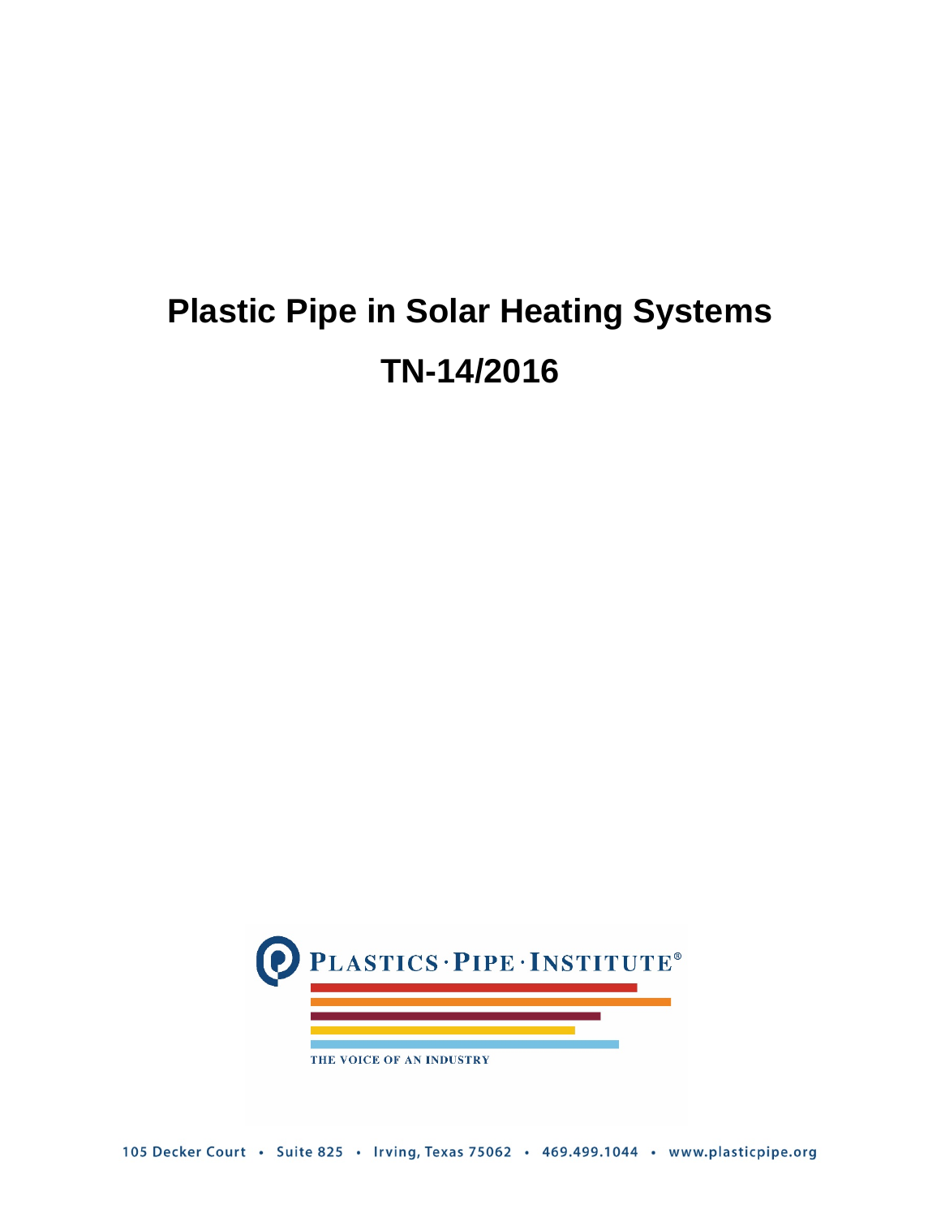# Plastic Pipe in Solar Heating Systems

# TN-14/2016

PLASTICS·PIPE·INSTITUTE®

THE VOICE OF AN INDUSTRY

105 Decker Court • Suite 825 • Irving, Texas 75062 • 469.499.1044 • www.plasticpipe.org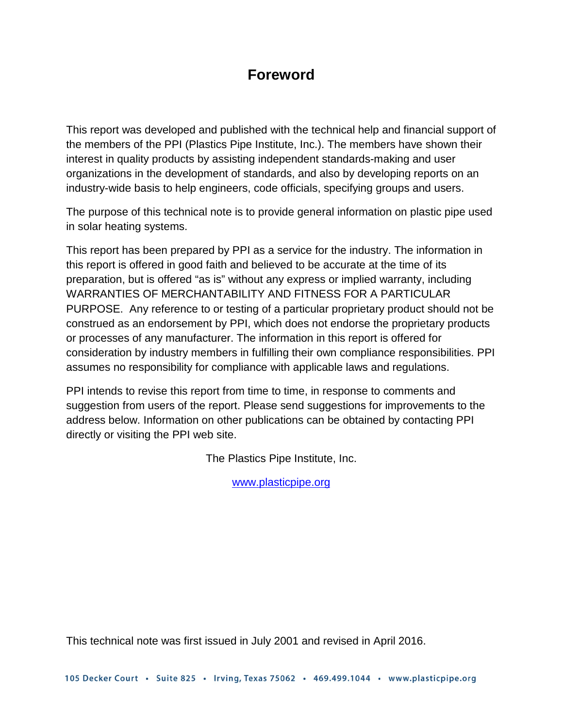# Foreword

This report was developed and published with the technical help and financial support of the members of the PPI (Plastics Pipe Institute, Inc.). The members have shown their interest in quality products by assisting independent standards-making and user organizations in the development of standards, and also by developing reports on an industry-wide basis to help engineers, code officials, specifying groups and users.

The purpose of this technical note is to provide general information on plastic pipe used in solar heating systems.

This report has been prepared by PPI as a service for the industry. The information in this report is offered in good faith and believed to be accurate at the time of its preparation, but is offered "as is" without any express or implied warranty, including WARRANTIES OF MERCHANTABILITY AND FITNESS FOR A PARTICULAR PURPOSE. Any reference to or testing of a particular proprietary product should not be construed as an endorsement by PPI, which does not endorse the proprietary products or processes of any manufacturer. The information in this report is offered for consideration by industry members in fulfilling their own compliance responsibilities. PPI assumes no responsibility for compliance with applicable laws and regulations.

PPI intends to revise this report from time to time, in response to comments and suggestion from users of the report. Please send suggestions for improvements to the address below. Information on other publications can be obtained by contacting PPI directly or visiting the PPI web site.

The Plastics Pipe Institute, Inc.

www.plasticpipe.org

This technical note was first issued in July 2001 and revised in April 2016.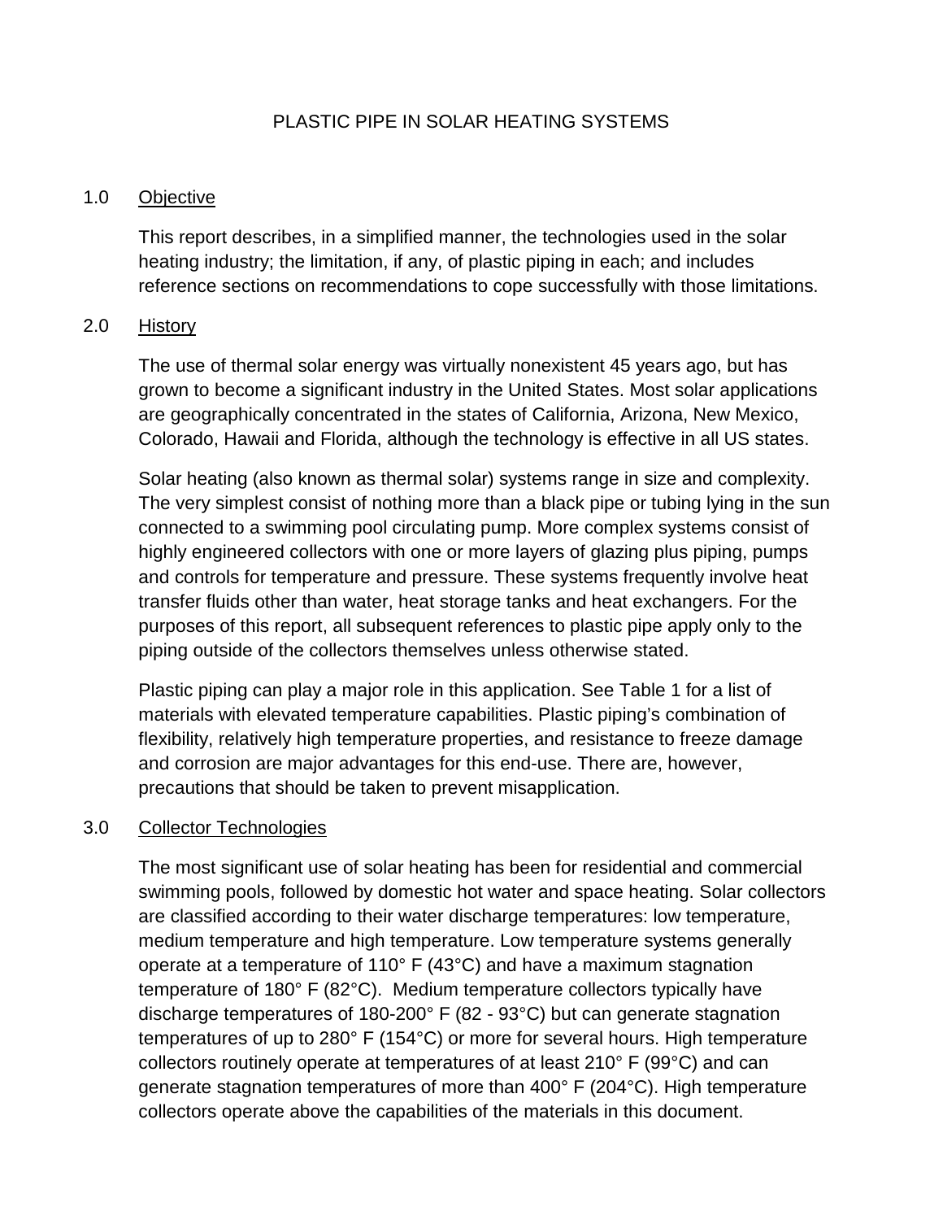# PLASTIC PIPE IN SOLAR HEATING SYSTEMS

## 1.0 Objective

This report describes, in a simplified manner, the technologies used in the solar heating industry; the limitation, if any, of plastic piping in each; and includes reference sections on recommendations to cope successfully with those limitations.

## 2.0 History

The use of thermal solar energy was virtually nonexistent 45 years ago, but has grown to become a significant industry in the United States. Most solar applications are geographically concentrated in the states of California, Arizona, New Mexico, Colorado, Hawaii and Florida, although the technology is effective in all US states.

Solar heating (also known as thermal solar) systems range in size and complexity. The very simplest consist of nothing more than a black pipe or tubing lying in the sun connected to a swimming pool circulating pump. More complex systems consist of highly engineered collectors with one or more layers of glazing plus piping, pumps and controls for temperature and pressure. These systems frequently involve heat transfer fluids other than water, heat storage tanks and heat exchangers. For the purposes of this report, all subsequent references to plastic pipe apply only to the piping outside of the collectors themselves unless otherwise stated.

Plastic piping can play a major role in this application. See Table 1 for a list of materials with elevated temperature capabilities. Plastic piping's combination of flexibility, relatively high temperature properties, and resistance to freeze damage and corrosion are major advantages for this end-use. There are, however, precautions that should be taken to prevent misapplication.

## 3.0 Collector Technologies

The most significant use of solar heating has been for residential and commercial swimming pools, followed by domestic hot water and space heating. Solar collectors are classified according to their water discharge temperatures: low temperature, medium temperature and high temperature. Low temperature systems generally operate at a temperature of 110° F (43°C) and have a maximum stagnation temperature of 180° F (82°C). Medium temperature collectors typically have discharge temperatures of 180-200° F (82 - 93°C) but can generate stagnation temperatures of up to 280° F (154°C) or more for several hours. High temperature collectors routinely operate at temperatures of at least 210° F (99°C) and can generate stagnation temperatures of more than 400° F (204°C). High temperature collectors operate above the capabilities of the materials in this document.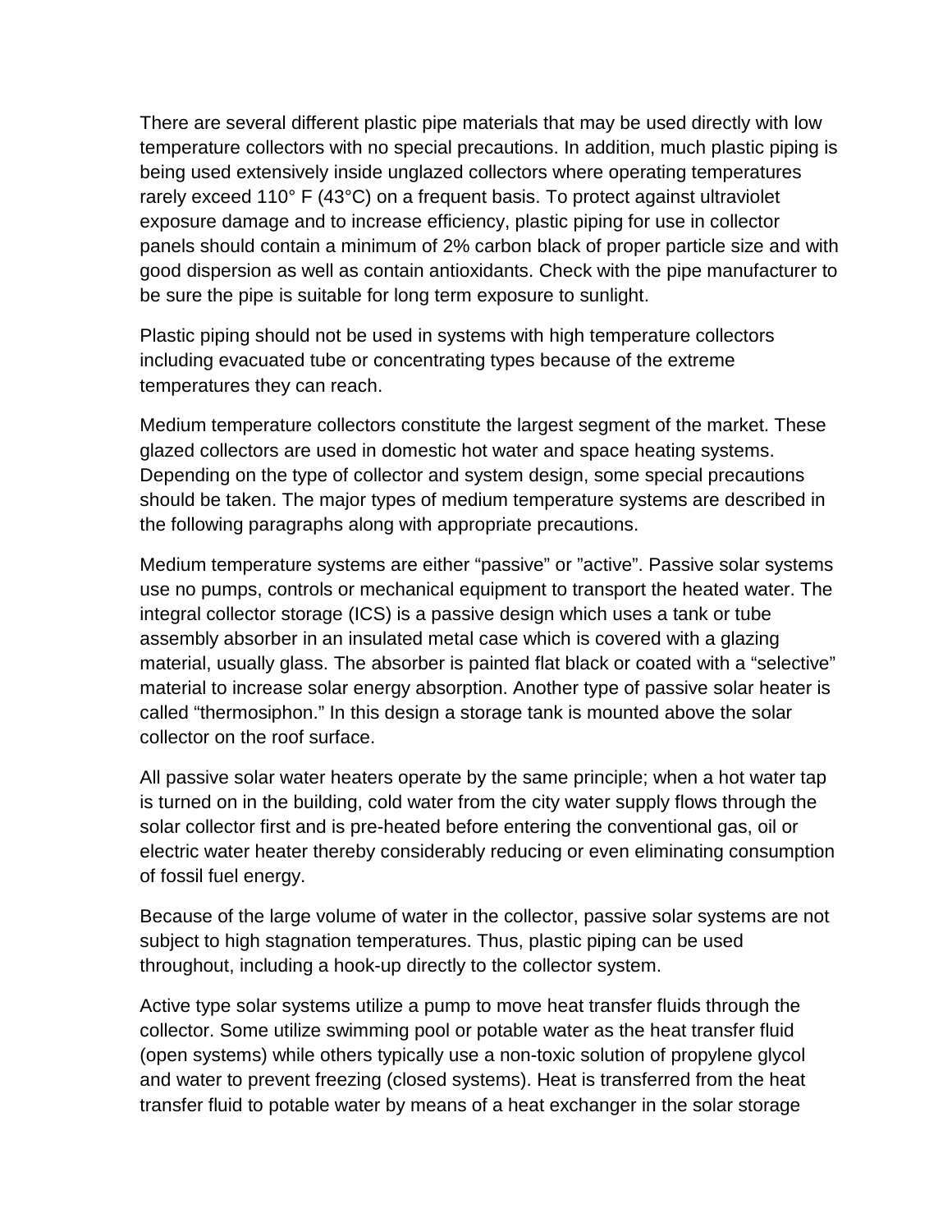There are several different plastic pipe materials that may be used directly with low temperature collectors with no special precautions. In addition, much plastic piping is being used extensively inside unglazed collectors where operating temperatures rarely exceed 110° F (43°C) on a frequent basis. To protect against ultraviolet exposure damage and to increase efficiency, plastic piping for use in collector panels should contain a minimum of 2% carbon black of proper particle size and with good dispersion as well as contain antioxidants. Check with the pipe manufacturer to be sure the pipe is suitable for long term exposure to sunlight.

Plastic piping should not be used in systems with high temperature collectors including evacuated tube or concentrating types because of the extreme temperatures they can reach.

Medium temperature collectors constitute the largest segment of the market. These glazed collectors are used in domestic hot water and space heating systems. Depending on the type of collector and system design, some special precautions should be taken. The major types of medium temperature systems are described in the following paragraphs along with appropriate precautions.

Medium temperature systems are either “passive” or ”active”. Passive solar systems use no pumps, controls or mechanical equipment to transport the heated water. The integral collector storage (ICS) is a passive design which uses a tank or tube assembly absorber in an insulated metal case which is covered with a glazing material, usually glass. The absorber is painted flat black or coated with a “selective” material to increase solar energy absorption. Another type of passive solar heater is called “thermosiphon.” In this design a storage tank is mounted above the solar collector on the roof surface.

All passive solar water heaters operate by the same principle; when a hot water tap is turned on in the building, cold water from the city water supply flows through the solar collector first and is pre-heated before entering the conventional gas, oil or electric water heater thereby considerably reducing or even eliminating consumption of fossil fuel energy.

Because of the large volume of water in the collector, passive solar systems are not subject to high stagnation temperatures. Thus, plastic piping can be used throughout, including a hook-up directly to the collector system.

Active type solar systems utilize a pump to move heat transfer fluids through the collector. Some utilize swimming pool or potable water as the heat transfer fluid (open systems) while others typically use a non-toxic solution of propylene glycol and water to prevent freezing (closed systems). Heat is transferred from the heat transfer fluid to potable water by means of a heat exchanger in the solar storage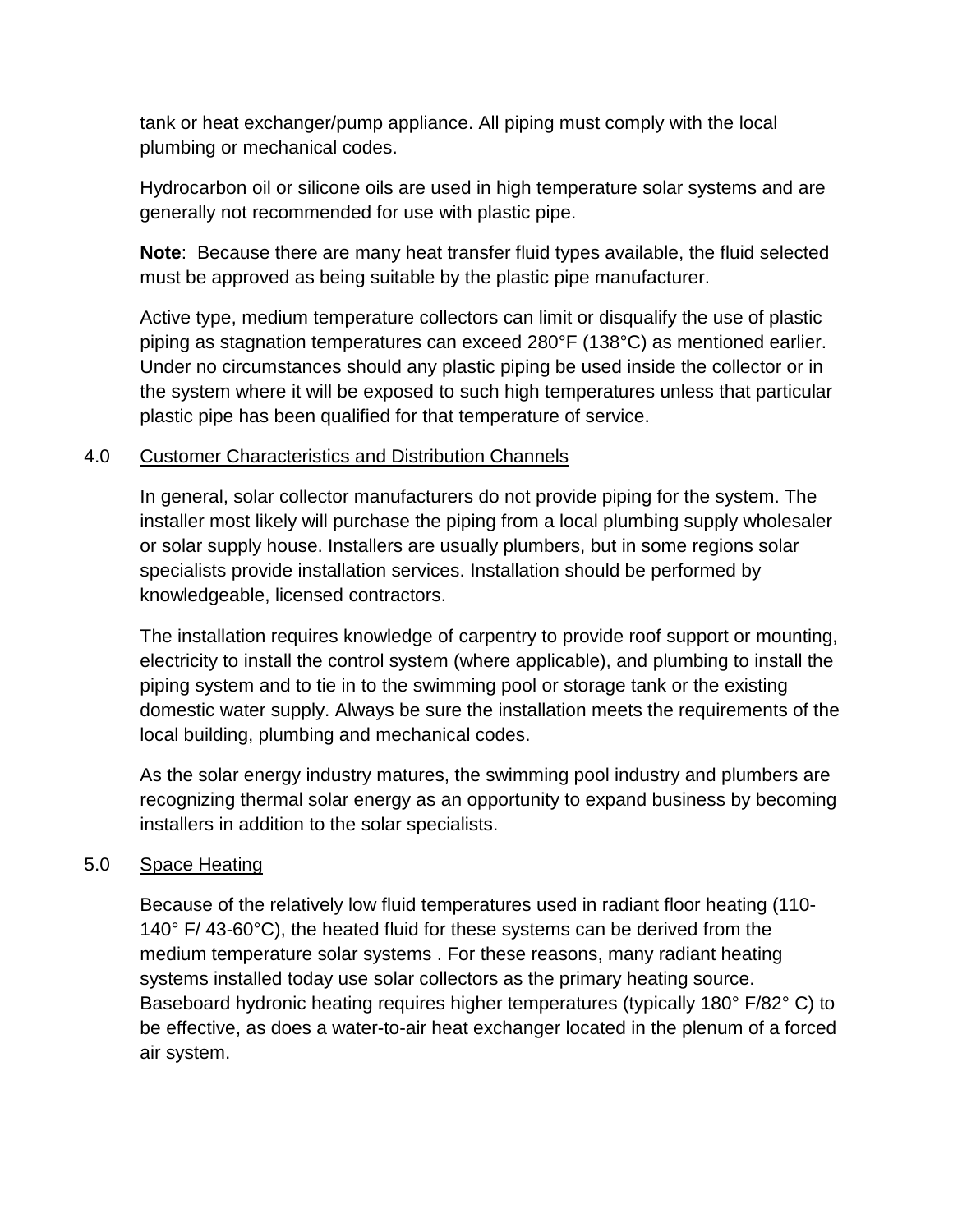tank or heat exchanger/pump appliance. All piping must comply with the local plumbing or mechanical codes.

Hydrocarbon oil or silicone oils are used in high temperature solar systems and are generally not recommended for use with plastic pipe.

**Note**: Because there are many heat transfer fluid types available, the fluid selected must be approved as being suitable by the plastic pipe manufacturer.

Active type, medium temperature collectors can limit or disqualify the use of plastic piping as stagnation temperatures can exceed 280°F (138°C) as mentioned earlier. Under no circumstances should any plastic piping be used inside the collector or in the system where it will be exposed to such high temperatures unless that particular plastic pipe has been qualified for that temperature of service.

## 4.0 Customer Characteristics and Distribution Channels

In general, solar collector manufacturers do not provide piping for the system. The installer most likely will purchase the piping from a local plumbing supply wholesaler or solar supply house. Installers are usually plumbers, but in some regions solar specialists provide installation services. Installation should be performed by knowledgeable, licensed contractors.

The installation requires knowledge of carpentry to provide roof support or mounting, electricity to install the control system (where applicable), and plumbing to install the piping system and to tie in to the swimming pool or storage tank or the existing domestic water supply. Always be sure the installation meets the requirements of the local building, plumbing and mechanical codes.

As the solar energy industry matures, the swimming pool industry and plumbers are recognizing thermal solar energy as an opportunity to expand business by becoming installers in addition to the solar specialists.

## 5.0 Space Heating

Because of the relatively low fluid temperatures used in radiant floor heating (110-140° F/ 43-60°C), the heated fluid for these systems can be derived from the medium temperature solar systems . For these reasons, many radiant heating systems installed today use solar collectors as the primary heating source. Baseboard hydronic heating requires higher temperatures (typically 180° F/82° C) to be effective, as does a water-to-air heat exchanger located in the plenum of a forced air system.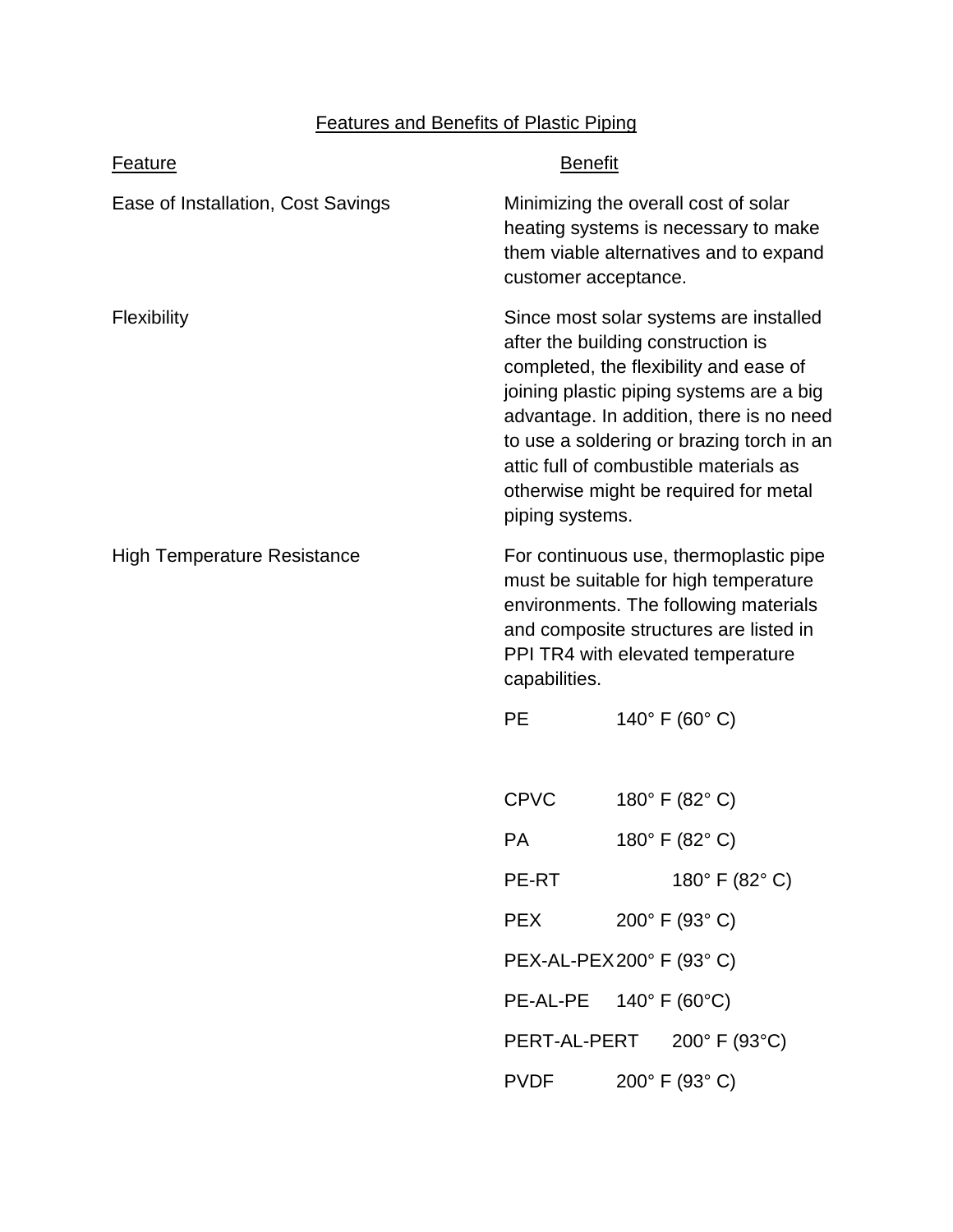# Features and Benefits of Plastic Piping

| Feature | Benefit |
| --- | --- |
| Ease of Installation, Cost Savings | Minimizing the overall cost of solar heating systems is necessary to make them viable alternatives and to expand customer acceptance. |
| Flexibility | Since most solar systems are installed after the building construction is completed, the flexibility and ease of joining plastic piping systems are a big advantage. In addition, there is no need to use a soldering or brazing torch in an attic full of combustible materials as otherwise might be required for metal piping systems. |
| High Temperature Resistance | For continuous use, thermoplastic pipe must be suitable for high temperature environments. The following materials and composite structures are listed in PPI TR4 with elevated temperature capabilities. |

| Material | Temperature |
| --- | --- |
| PE | 140° F (60° C) |
| CPVC | 180° F (82° C) |
| PA | 180° F (82° C) |
| PE-RT | 180° F (82° C) |
| PEX | 200° F (93° C) |
| PEX-AL-PEX | 200° F (93° C) |
| PE-AL-PE | 140° F (60°C) |
| PERT-AL-PERT | 200° F (93°C) |
| PVDF | 200° F (93° C) |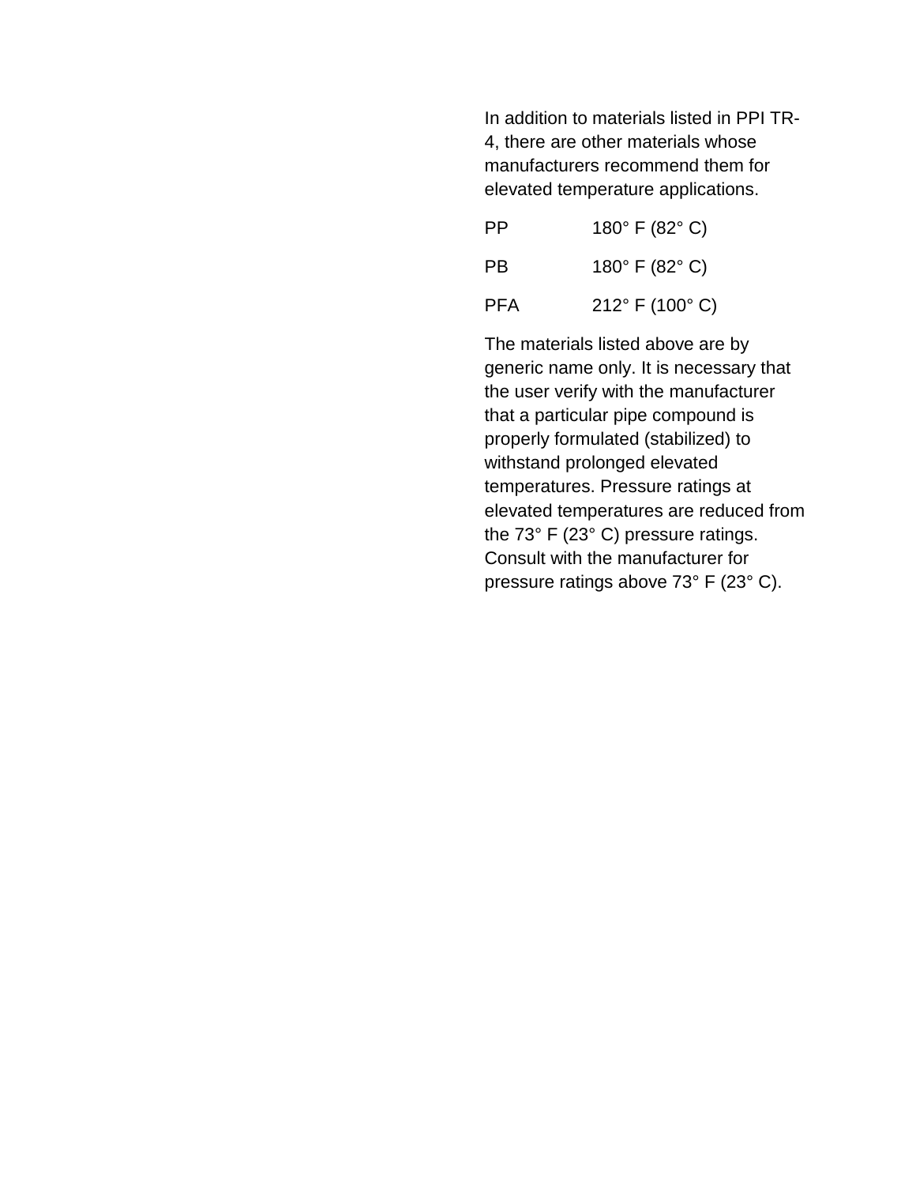In addition to materials listed in PPI TR-4, there are other materials whose manufacturers recommend them for elevated temperature applications.

| | |
|---|---|
| PP | 180° F (82° C) |
| PB | 180° F (82° C) |
| PFA | 212° F (100° C) |

The materials listed above are by generic name only. It is necessary that the user verify with the manufacturer that a particular pipe compound is properly formulated (stabilized) to withstand prolonged elevated temperatures. Pressure ratings at elevated temperatures are reduced from the 73° F (23° C) pressure ratings. Consult with the manufacturer for pressure ratings above 73° F (23° C).